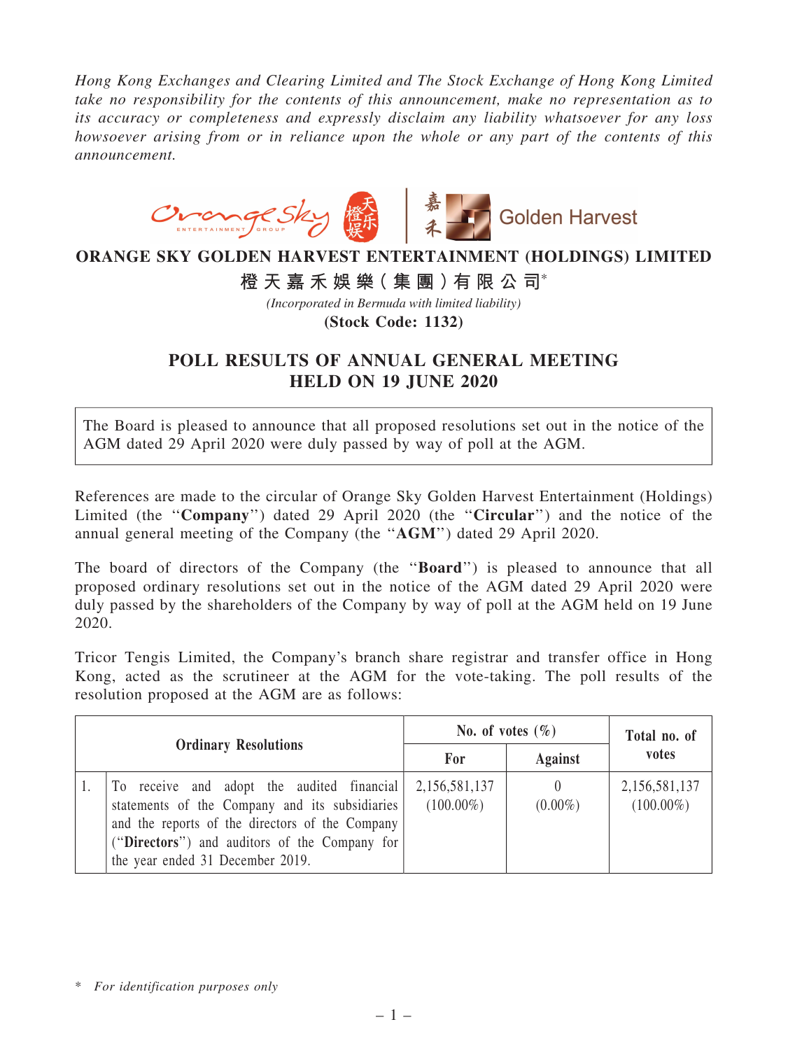*Hong Kong Exchanges and Clearing Limited and The Stock Exchange of Hong Kong Limited take no responsibility for the contents of this announcement, make no representation as to its accuracy or completeness and expressly disclaim any liability whatsoever for any loss howsoever arising from or in reliance upon the whole or any part of the contents of this announcement.*

# ORANGE SKY GOLDEN HARVEST ENTERTAINMENT (HOLDINGS) LIMITED

## 橙天嘉禾娛樂(集團)有限公司*

*(Incorporated in Bermuda with limited liability)*

**(Stock Code: 1132)**

# POLL RESULTS OF ANNUAL GENERAL MEETING HELD ON 19 JUNE 2020

The Board is pleased to announce that all proposed resolutions set out in the notice of the AGM dated 29 April 2020 were duly passed by way of poll at the AGM.

References are made to the circular of Orange Sky Golden Harvest Entertainment (Holdings) Limited (the "**Company**") dated 29 April 2020 (the "**Circular**") and the notice of the annual general meeting of the Company (the "**AGM**") dated 29 April 2020.

The board of directors of the Company (the "**Board**") is pleased to announce that all proposed ordinary resolutions set out in the notice of the AGM dated 29 April 2020 were duly passed by the shareholders of the Company by way of poll at the AGM held on 19 June 2020.

Tricor Tengis Limited, the Company's branch share registrar and transfer office in Hong Kong, acted as the scrutineer at the AGM for the vote-taking. The poll results of the resolution proposed at the AGM are as follows:

| Ordinary Resolutions | | No. of votes (%) | | Total no. of votes |
|---|---|---|---|---|
| | | For | Against | |
| 1. | To receive and adopt the audited financial statements of the Company and its subsidiaries and the reports of the directors of the Company ("**Directors**") and auditors of the Company for the year ended 31 December 2019. | 2,156,581,137 (100.00%) | 0 (0.00%) | 2,156,581,137 (100.00%) |

\* *For identification purposes only*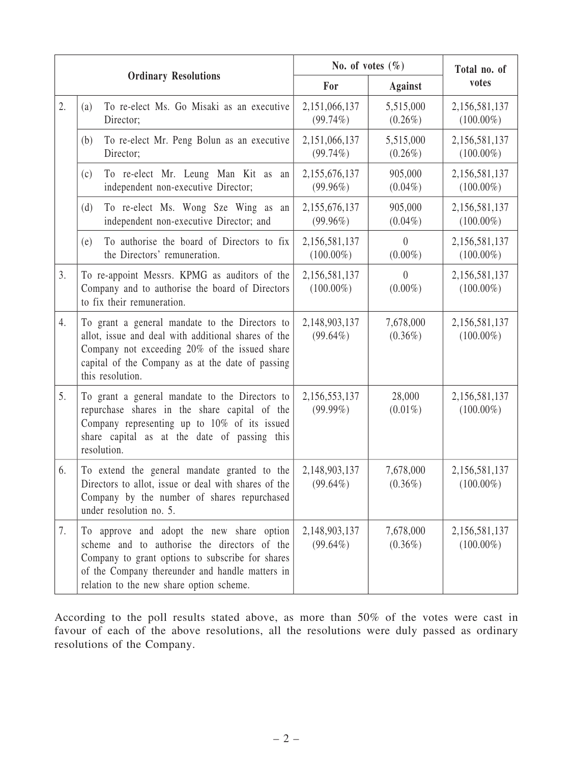| Ordinary Resolutions | | No. of votes (%) | | Total no. of votes |
|---|---|---|---|---|
| | | For | Against | |
| 2. | (a) To re-elect Ms. Go Misaki as an executive Director; | 2,151,066,137 (99.74%) | 5,515,000 (0.26%) | 2,156,581,137 (100.00%) |
| | (b) To re-elect Mr. Peng Bolun as an executive Director; | 2,151,066,137 (99.74%) | 5,515,000 (0.26%) | 2,156,581,137 (100.00%) |
| | (c) To re-elect Mr. Leung Man Kit as an independent non-executive Director; | 2,155,676,137 (99.96%) | 905,000 (0.04%) | 2,156,581,137 (100.00%) |
| | (d) To re-elect Ms. Wong Sze Wing as an independent non-executive Director; and | 2,155,676,137 (99.96%) | 905,000 (0.04%) | 2,156,581,137 (100.00%) |
| | (e) To authorise the board of Directors to fix the Directors' remuneration. | 2,156,581,137 (100.00%) | 0 (0.00%) | 2,156,581,137 (100.00%) |
| 3. | To re-appoint Messrs. KPMG as auditors of the Company and to authorise the board of Directors to fix their remuneration. | 2,156,581,137 (100.00%) | 0 (0.00%) | 2,156,581,137 (100.00%) |
| 4. | To grant a general mandate to the Directors to allot, issue and deal with additional shares of the Company not exceeding 20% of the issued share capital of the Company as at the date of passing this resolution. | 2,148,903,137 (99.64%) | 7,678,000 (0.36%) | 2,156,581,137 (100.00%) |
| 5. | To grant a general mandate to the Directors to repurchase shares in the share capital of the Company representing up to 10% of its issued share capital as at the date of passing this resolution. | 2,156,553,137 (99.99%) | 28,000 (0.01%) | 2,156,581,137 (100.00%) |
| 6. | To extend the general mandate granted to the Directors to allot, issue or deal with shares of the Company by the number of shares repurchased under resolution no. 5. | 2,148,903,137 (99.64%) | 7,678,000 (0.36%) | 2,156,581,137 (100.00%) |
| 7. | To approve and adopt the new share option scheme and to authorise the directors of the Company to grant options to subscribe for shares of the Company thereunder and handle matters in relation to the new share option scheme. | 2,148,903,137 (99.64%) | 7,678,000 (0.36%) | 2,156,581,137 (100.00%) |

According to the poll results stated above, as more than 50% of the votes were cast in favour of each of the above resolutions, all the resolutions were duly passed as ordinary resolutions of the Company.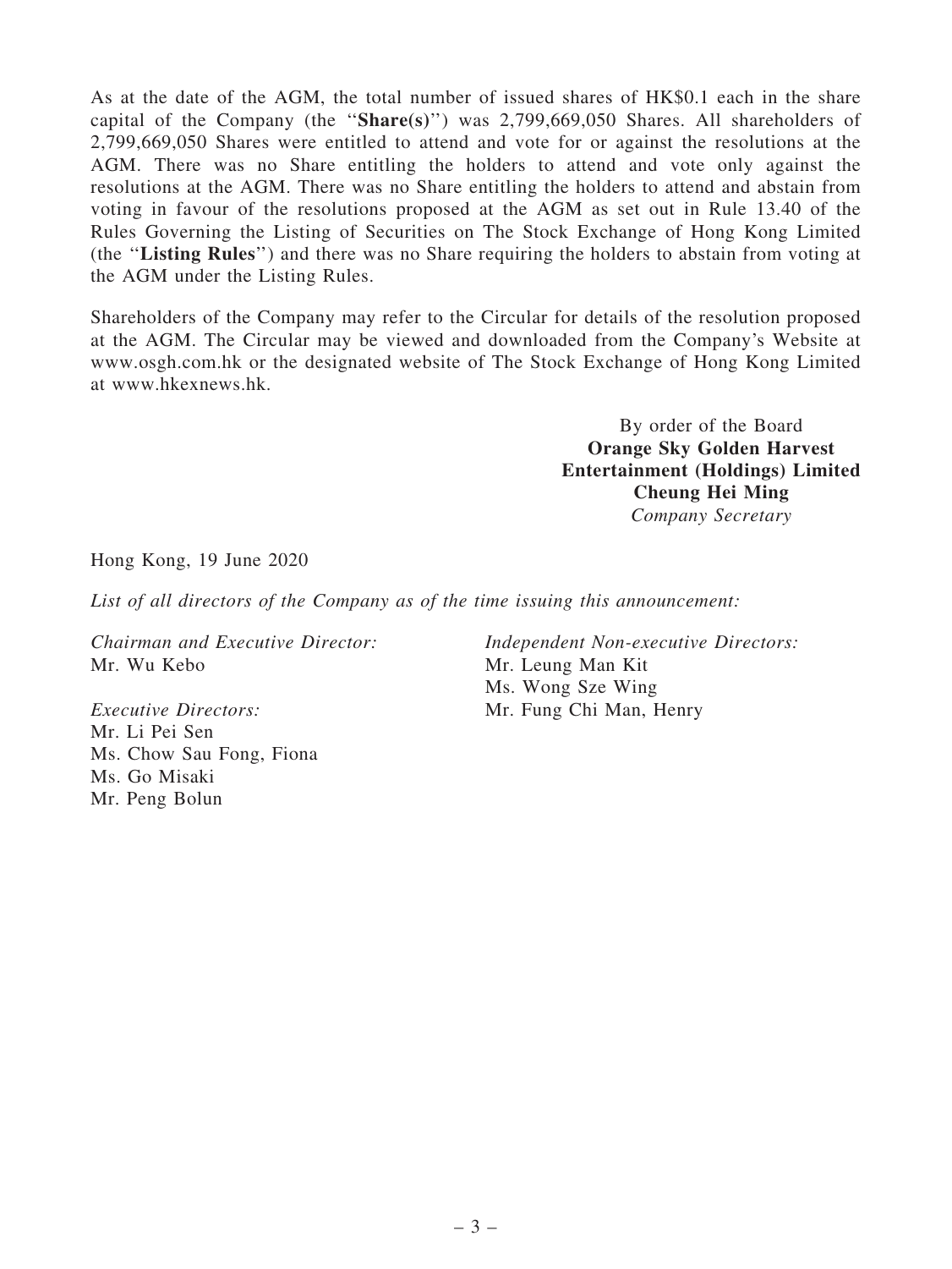As at the date of the AGM, the total number of issued shares of HK$0.1 each in the share capital of the Company (the "**Share(s)**") was 2,799,669,050 Shares. All shareholders of 2,799,669,050 Shares were entitled to attend and vote for or against the resolutions at the AGM. There was no Share entitling the holders to attend and vote only against the resolutions at the AGM. There was no Share entitling the holders to attend and abstain from voting in favour of the resolutions proposed at the AGM as set out in Rule 13.40 of the Rules Governing the Listing of Securities on The Stock Exchange of Hong Kong Limited (the "**Listing Rules**") and there was no Share requiring the holders to abstain from voting at the AGM under the Listing Rules.

Shareholders of the Company may refer to the Circular for details of the resolution proposed at the AGM. The Circular may be viewed and downloaded from the Company's Website at www.osgh.com.hk or the designated website of The Stock Exchange of Hong Kong Limited at www.hkexnews.hk.

By order of the Board
**Orange Sky Golden Harvest Entertainment (Holdings) Limited**
**Cheung Hei Ming**
*Company Secretary*

Hong Kong, 19 June 2020

*List of all directors of the Company as of the time issuing this announcement:*

*Chairman and Executive Director:*
Mr. Wu Kebo

*Executive Directors:*
Mr. Li Pei Sen
Ms. Chow Sau Fong, Fiona
Ms. Go Misaki
Mr. Peng Bolun

*Independent Non-executive Directors:*
Mr. Leung Man Kit
Ms. Wong Sze Wing
Mr. Fung Chi Man, Henry